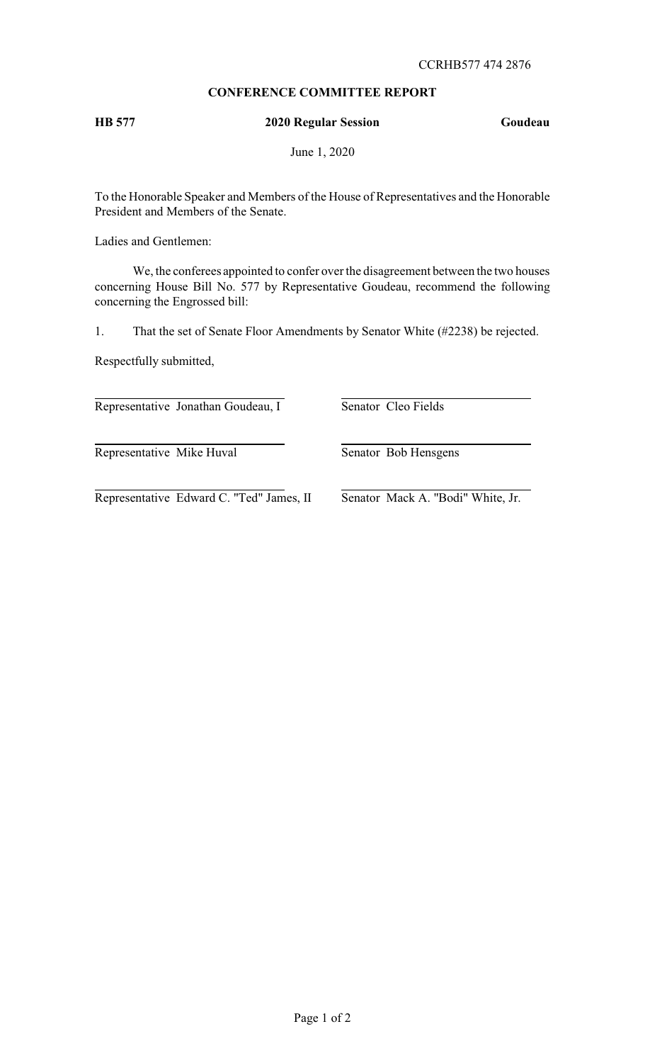CCRHB577 474 2876

## CONFERENCE COMMITTEE REPORT

**HB 577** **2020 Regular Session** **Goudeau**

June 1, 2020

To the Honorable Speaker and Members of the House of Representatives and the Honorable President and Members of the Senate.

Ladies and Gentlemen:

We, the conferees appointed to confer over the disagreement between the two houses concerning House Bill No. 577 by Representative Goudeau, recommend the following concerning the Engrossed bill:

1. That the set of Senate Floor Amendments by Senator White (#2238) be rejected.

Respectfully submitted,

| | |
|---|---|
| Representative Jonathan Goudeau, I | Senator Cleo Fields |
| Representative Mike Huval | Senator Bob Hensgens |
| Representative Edward C. "Ted" James, II | Senator Mack A. "Bodi" White, Jr. |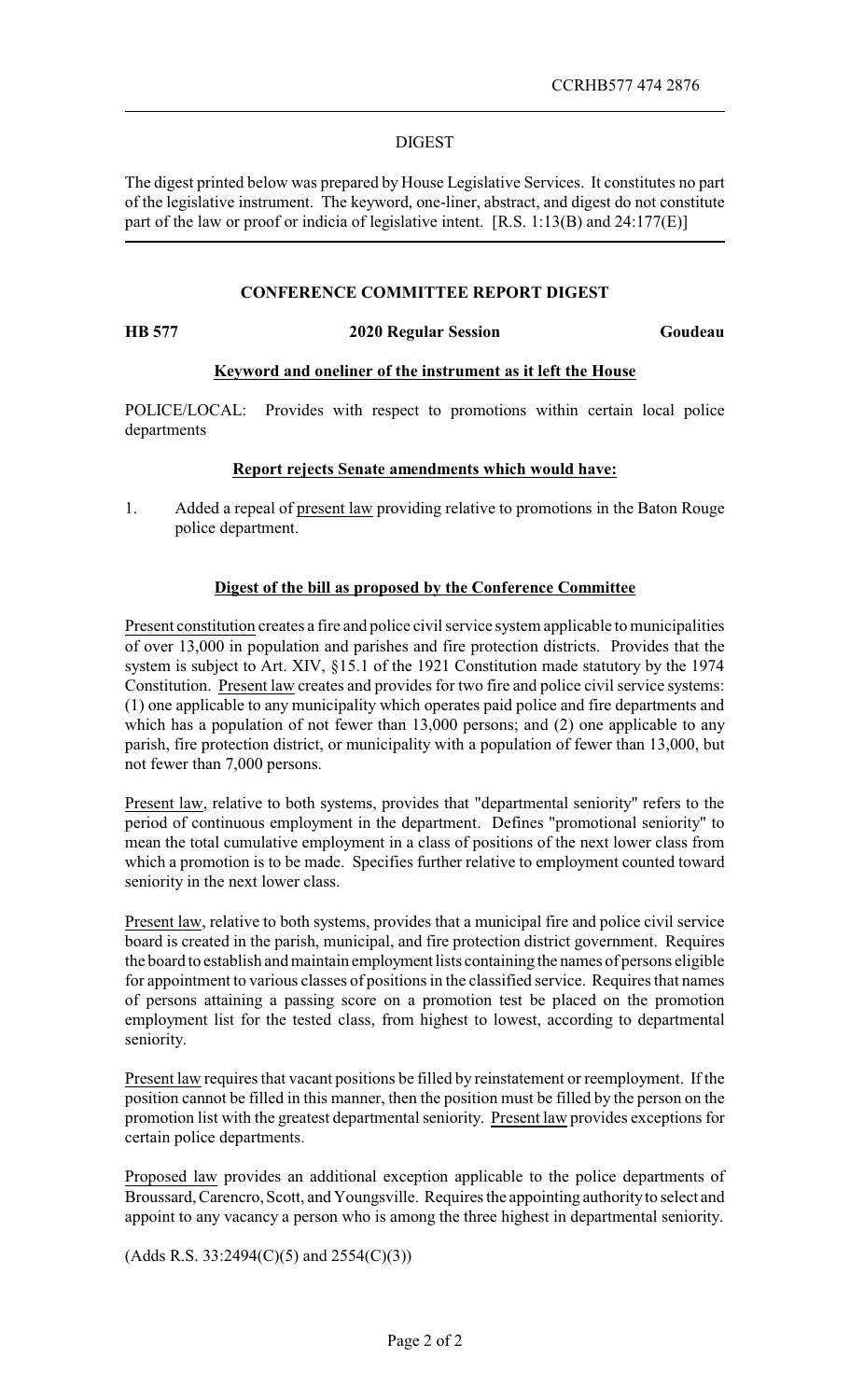CCRHB577 474 2876

DIGEST

The digest printed below was prepared by House Legislative Services. It constitutes no part of the legislative instrument. The keyword, one-liner, abstract, and digest do not constitute part of the law or proof or indicia of legislative intent. [R.S. 1:13(B) and 24:177(E)]

## CONFERENCE COMMITTEE REPORT DIGEST

**HB 577** **2020 Regular Session** **Goudeau**

**Keyword and oneliner of the instrument as it left the House**

POLICE/LOCAL: Provides with respect to promotions within certain local police departments

**Report rejects Senate amendments which would have:**

1. Added a repeal of present law providing relative to promotions in the Baton Rouge police department.

**Digest of the bill as proposed by the Conference Committee**

Present constitution creates a fire and police civil service system applicable to municipalities of over 13,000 in population and parishes and fire protection districts. Provides that the system is subject to Art. XIV, §15.1 of the 1921 Constitution made statutory by the 1974 Constitution. Present law creates and provides for two fire and police civil service systems: (1) one applicable to any municipality which operates paid police and fire departments and which has a population of not fewer than 13,000 persons; and (2) one applicable to any parish, fire protection district, or municipality with a population of fewer than 13,000, but not fewer than 7,000 persons.

Present law, relative to both systems, provides that "departmental seniority" refers to the period of continuous employment in the department. Defines "promotional seniority" to mean the total cumulative employment in a class of positions of the next lower class from which a promotion is to be made. Specifies further relative to employment counted toward seniority in the next lower class.

Present law, relative to both systems, provides that a municipal fire and police civil service board is created in the parish, municipal, and fire protection district government. Requires the board to establish and maintain employment lists containing the names of persons eligible for appointment to various classes of positions in the classified service. Requires that names of persons attaining a passing score on a promotion test be placed on the promotion employment list for the tested class, from highest to lowest, according to departmental seniority.

Present law requires that vacant positions be filled by reinstatement or reemployment. If the position cannot be filled in this manner, then the position must be filled by the person on the promotion list with the greatest departmental seniority. Present law provides exceptions for certain police departments.

Proposed law provides an additional exception applicable to the police departments of Broussard, Carencro, Scott, and Youngsville. Requires the appointing authority to select and appoint to any vacancy a person who is among the three highest in departmental seniority.

(Adds R.S. 33:2494(C)(5) and 2554(C)(3))